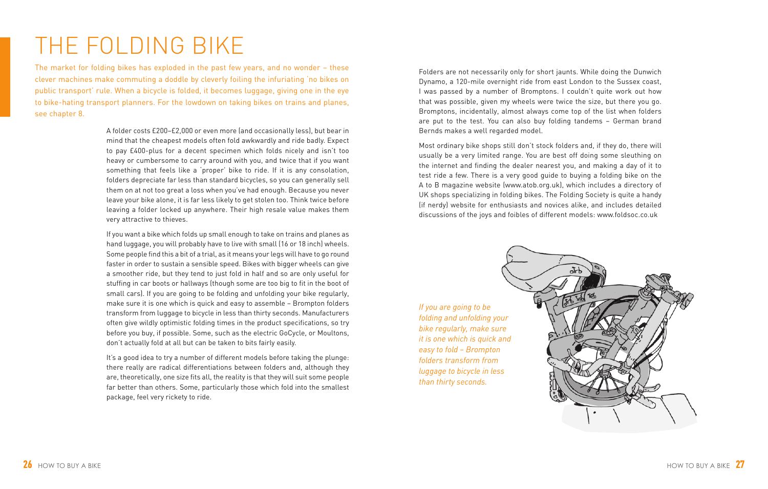# THE FOLDING BIKE

The market for folding bikes has exploded in the past few years, and no wonder – these clever machines make commuting a doddle by cleverly foiling the infuriating 'no bikes on public transport' rule. When a bicycle is folded, it becomes luggage, giving one in the eye to bike-hating transport planners. For the lowdown on taking bikes on trains and planes, see chapter 8.

A folder costs £200–£2,000 or even more (and occasionally less), but bear in mind that the cheapest models often fold awkwardly and ride badly. Expect to pay £400-plus for a decent specimen which folds nicely and isn't too heavy or cumbersome to carry around with you, and twice that if you want something that feels like a 'proper' bike to ride. If it is any consolation, folders depreciate far less than standard bicycles, so you can generally sell them on at not too great a loss when you've had enough. Because you never leave your bike alone, it is far less likely to get stolen too. Think twice before leaving a folder locked up anywhere. Their high resale value makes them very attractive to thieves.

If you want a bike which folds up small enough to take on trains and planes as hand luggage, you will probably have to live with small (16 or 18 inch) wheels. Some people find this a bit of a trial, as it means your legs will have to go round faster in order to sustain a sensible speed. Bikes with bigger wheels can give a smoother ride, but they tend to just fold in half and so are only useful for stuffing in car boots or hallways (though some are too big to fit in the boot of small cars). If you are going to be folding and unfolding your bike regularly, make sure it is one which is quick and easy to assemble – Brompton folders transform from luggage to bicycle in less than thirty seconds. Manufacturers often give wildly optimistic folding times in the product specifications, so try before you buy, if possible. Some, such as the electric GoCycle, or Moultons, don't actually fold at all but can be taken to bits fairly easily.

It's a good idea to try a number of different models before taking the plunge: there really are radical differentiations between folders and, although they are, theoretically, one size fits all, the reality is that they will suit some people far better than others. Some, particularly those which fold into the smallest package, feel very rickety to ride.

Folders are not necessarily only for short jaunts. While doing the Dunwich Dynamo, a 120-mile overnight ride from east London to the Sussex coast, I was passed by a number of Bromptons. I couldn't quite work out how that was possible, given my wheels were twice the size, but there you go. Bromptons, incidentally, almost always come top of the list when folders are put to the test. You can also buy folding tandems – German brand Bernds makes a well regarded model.

Most ordinary bike shops still don't stock folders and, if they do, there will usually be a very limited range. You are best off doing some sleuthing on the internet and finding the dealer nearest you, and making a day of it to test ride a few. There is a very good guide to buying a folding bike on the A to B magazine website (www.atob.org.uk), which includes a directory of UK shops specializing in folding bikes. The Folding Society is quite a handy (if nerdy) website for enthusiasts and novices alike, and includes detailed discussions of the joys and foibles of different models: www.foldsoc.co.uk

*If you are going to be folding and unfolding your bike regularly, make sure it is one which is quick and easy to fold – Brompton folders transform from luggage to bicycle in less than thirty seconds.*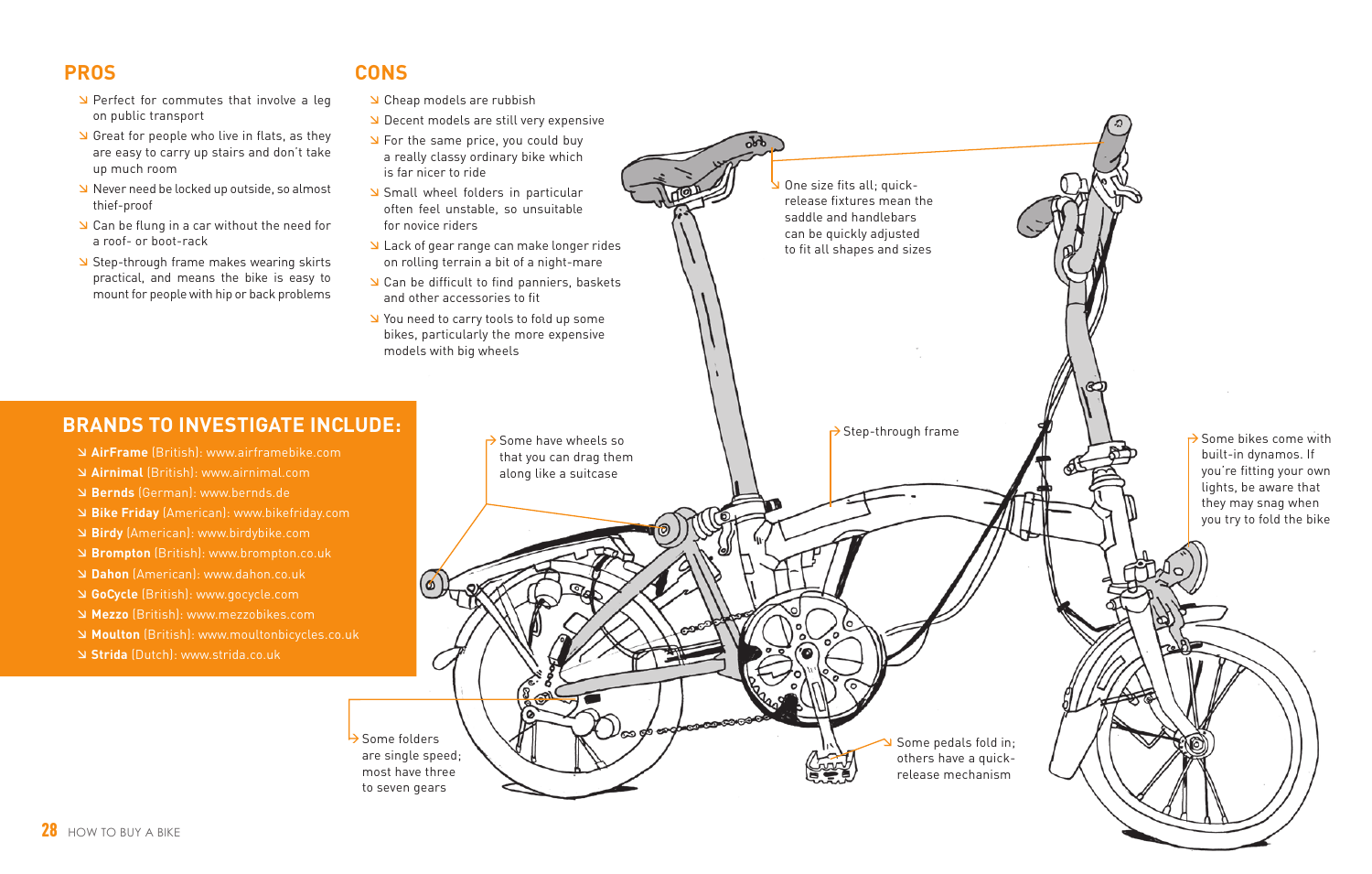## PROS

- Perfect for commutes that involve a leg on public transport
- Great for people who live in flats, as they are easy to carry up stairs and don't take up much room
- Never need be locked up outside, so almost thief-proof
- Can be flung in a car without the need for a roof- or boot-rack
- Step-through frame makes wearing skirts practical, and means the bike is easy to mount for people with hip or back problems

## CONS

- Cheap models are rubbish
- Decent models are still very expensive
- For the same price, you could buy a really classy ordinary bike which is far nicer to ride
- Small wheel folders in particular often feel unstable, so unsuitable for novice riders
- Lack of gear range can make longer rides on rolling terrain a bit of a night-mare
- Can be difficult to find panniers, baskets and other accessories to fit
- You need to carry tools to fold up some bikes, particularly the more expensive models with big wheels

## BRANDS TO INVESTIGATE INCLUDE:

- **AirFrame** (British): www.airframebike.com
- **Airnimal** (British): www.airnimal.com
- **Bernds** (German): www.bernds.de
- **Bike Friday** (American): www.bikefriday.com
- **Birdy** (American): www.birdybike.com
- **Brompton** (British): www.brompton.co.uk
- **Dahon** (American): www.dahon.co.uk
- **GoCycle** (British): www.gocycle.com
- **Mezzo** (British): www.mezzobikes.com
- **Moulton** (British): www.moultonbicycles.co.uk
- **Strida** (Dutch): www.strida.co.uk

One size fits all; quick-release fixtures mean the saddle and handlebars can be quickly adjusted to fit all shapes and sizes

Some have wheels so that you can drag them along like a suitcase

Step-through frame

Some bikes come with built-in dynamos. If you're fitting your own lights, be aware that they may snag when you try to fold the bike

Some folders are single speed; most have three to seven gears

Some pedals fold in; others have a quick-release mechanism